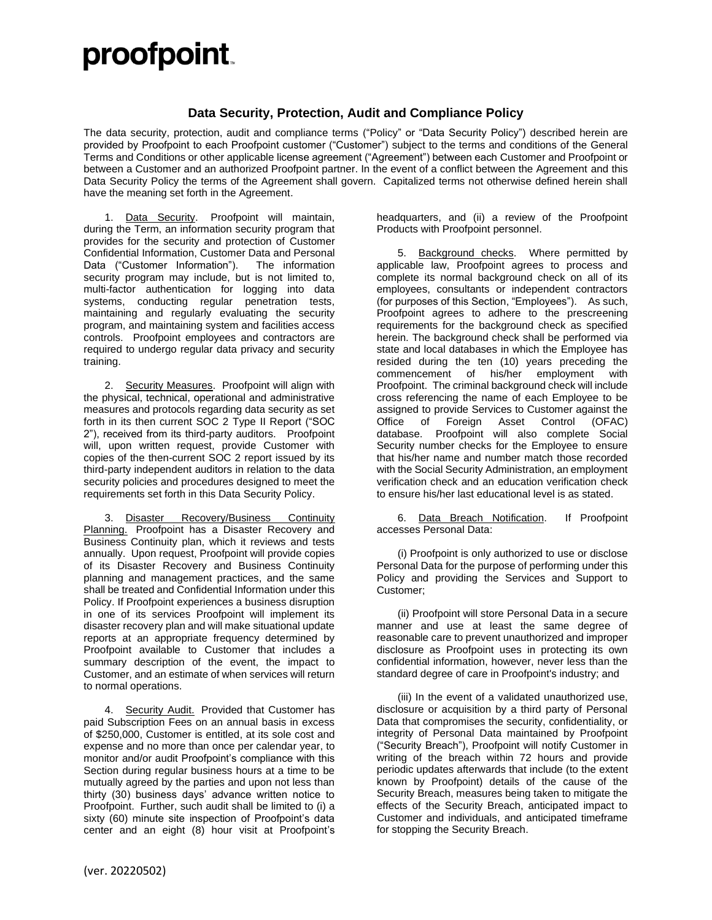proofpoint.

## Data Security, Protection, Audit and Compliance Policy

The data security, protection, audit and compliance terms ("Policy" or "Data Security Policy") described herein are provided by Proofpoint to each Proofpoint customer ("Customer") subject to the terms and conditions of the General Terms and Conditions or other applicable license agreement ("Agreement") between each Customer and Proofpoint or between a Customer and an authorized Proofpoint partner. In the event of a conflict between the Agreement and this Data Security Policy the terms of the Agreement shall govern. Capitalized terms not otherwise defined herein shall have the meaning set forth in the Agreement.

1. Data Security. Proofpoint will maintain, during the Term, an information security program that provides for the security and protection of Customer Confidential Information, Customer Data and Personal Data ("Customer Information"). The information security program may include, but is not limited to, multi-factor authentication for logging into data systems, conducting regular penetration tests, maintaining and regularly evaluating the security program, and maintaining system and facilities access controls. Proofpoint employees and contractors are required to undergo regular data privacy and security training.

2. Security Measures. Proofpoint will align with the physical, technical, operational and administrative measures and protocols regarding data security as set forth in its then current SOC 2 Type II Report ("SOC 2"), received from its third-party auditors. Proofpoint will, upon written request, provide Customer with copies of the then-current SOC 2 report issued by its third-party independent auditors in relation to the data security policies and procedures designed to meet the requirements set forth in this Data Security Policy.

3. Disaster Recovery/Business Continuity Planning. Proofpoint has a Disaster Recovery and Business Continuity plan, which it reviews and tests annually. Upon request, Proofpoint will provide copies of its Disaster Recovery and Business Continuity planning and management practices, and the same shall be treated and Confidential Information under this Policy. If Proofpoint experiences a business disruption in one of its services Proofpoint will implement its disaster recovery plan and will make situational update reports at an appropriate frequency determined by Proofpoint available to Customer that includes a summary description of the event, the impact to Customer, and an estimate of when services will return to normal operations.

4. Security Audit. Provided that Customer has paid Subscription Fees on an annual basis in excess of $250,000, Customer is entitled, at its sole cost and expense and no more than once per calendar year, to monitor and/or audit Proofpoint's compliance with this Section during regular business hours at a time to be mutually agreed by the parties and upon not less than thirty (30) business days' advance written notice to Proofpoint. Further, such audit shall be limited to (i) a sixty (60) minute site inspection of Proofpoint's data center and an eight (8) hour visit at Proofpoint's headquarters, and (ii) a review of the Proofpoint Products with Proofpoint personnel.

5. Background checks. Where permitted by applicable law, Proofpoint agrees to process and complete its normal background check on all of its employees, consultants or independent contractors (for purposes of this Section, "Employees"). As such, Proofpoint agrees to adhere to the prescreening requirements for the background check as specified herein. The background check shall be performed via state and local databases in which the Employee has resided during the ten (10) years preceding the commencement of his/her employment with Proofpoint. The criminal background check will include cross referencing the name of each Employee to be assigned to provide Services to Customer against the Office of Foreign Asset Control (OFAC) database. Proofpoint will also complete Social Security number checks for the Employee to ensure that his/her name and number match those recorded with the Social Security Administration, an employment verification check and an education verification check to ensure his/her last educational level is as stated.

6. Data Breach Notification. If Proofpoint accesses Personal Data:

(i) Proofpoint is only authorized to use or disclose Personal Data for the purpose of performing under this Policy and providing the Services and Support to Customer;

(ii) Proofpoint will store Personal Data in a secure manner and use at least the same degree of reasonable care to prevent unauthorized and improper disclosure as Proofpoint uses in protecting its own confidential information, however, never less than the standard degree of care in Proofpoint's industry; and

(iii) In the event of a validated unauthorized use, disclosure or acquisition by a third party of Personal Data that compromises the security, confidentiality, or integrity of Personal Data maintained by Proofpoint ("Security Breach"), Proofpoint will notify Customer in writing of the breach within 72 hours and provide periodic updates afterwards that include (to the extent known by Proofpoint) details of the cause of the Security Breach, measures being taken to mitigate the effects of the Security Breach, anticipated impact to Customer and individuals, and anticipated timeframe for stopping the Security Breach.

(ver. 20220502)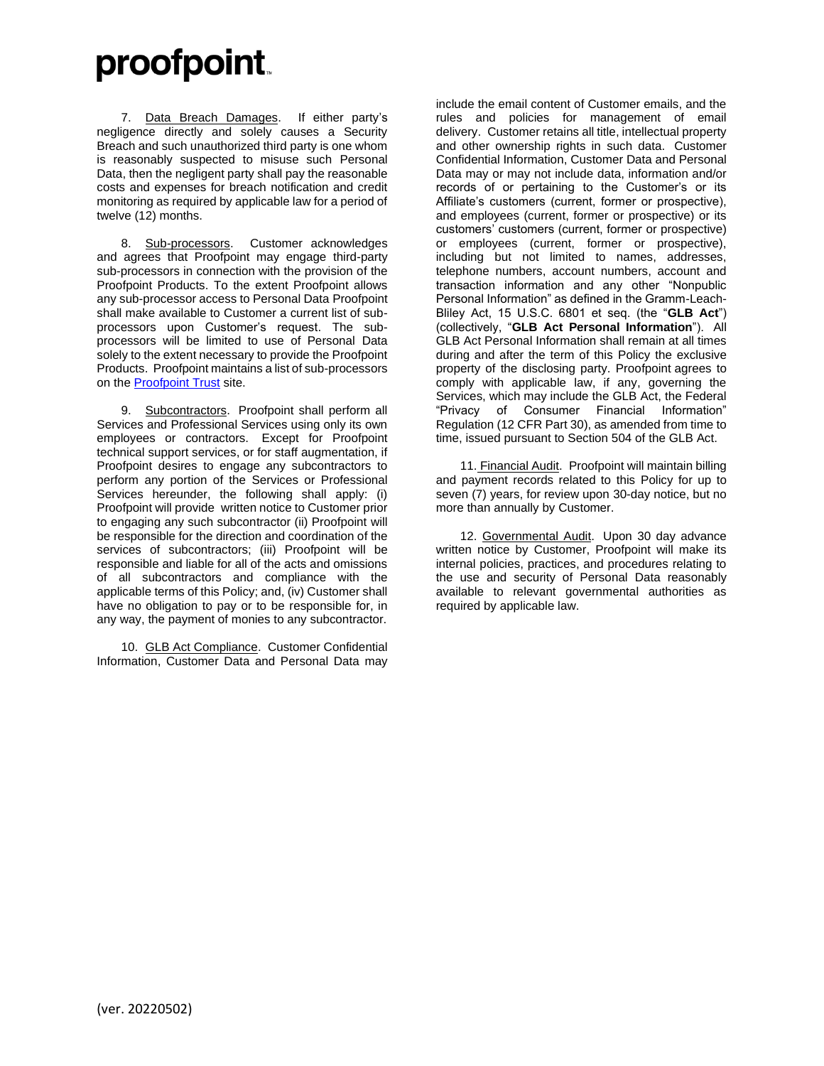7. Data Breach Damages. If either party's negligence directly and solely causes a Security Breach and such unauthorized third party is one whom is reasonably suspected to misuse such Personal Data, then the negligent party shall pay the reasonable costs and expenses for breach notification and credit monitoring as required by applicable law for a period of twelve (12) months.

8. Sub-processors. Customer acknowledges and agrees that Proofpoint may engage third-party sub-processors in connection with the provision of the Proofpoint Products. To the extent Proofpoint allows any sub-processor access to Personal Data Proofpoint shall make available to Customer a current list of sub-processors upon Customer's request. The sub-processors will be limited to use of Personal Data solely to the extent necessary to provide the Proofpoint Products. Proofpoint maintains a list of sub-processors on the Proofpoint Trust site.

9. Subcontractors. Proofpoint shall perform all Services and Professional Services using only its own employees or contractors. Except for Proofpoint technical support services, or for staff augmentation, if Proofpoint desires to engage any subcontractors to perform any portion of the Services or Professional Services hereunder, the following shall apply: (i) Proofpoint will provide written notice to Customer prior to engaging any such subcontractor (ii) Proofpoint will be responsible for the direction and coordination of the services of subcontractors; (iii) Proofpoint will be responsible and liable for all of the acts and omissions of all subcontractors and compliance with the applicable terms of this Policy; and, (iv) Customer shall have no obligation to pay or to be responsible for, in any way, the payment of monies to any subcontractor.

10. GLB Act Compliance. Customer Confidential Information, Customer Data and Personal Data may include the email content of Customer emails, and the rules and policies for management of email delivery. Customer retains all title, intellectual property and other ownership rights in such data. Customer Confidential Information, Customer Data and Personal Data may or may not include data, information and/or records of or pertaining to the Customer's or its Affiliate's customers (current, former or prospective), and employees (current, former or prospective) or its customers' customers (current, former or prospective) or employees (current, former or prospective), including but not limited to names, addresses, telephone numbers, account numbers, account and transaction information and any other "Nonpublic Personal Information" as defined in the Gramm-Leach-Bliley Act, 15 U.S.C. 6801 et seq. (the "**GLB Act**") (collectively, "**GLB Act Personal Information**"). All GLB Act Personal Information shall remain at all times during and after the term of this Policy the exclusive property of the disclosing party. Proofpoint agrees to comply with applicable law, if any, governing the Services, which may include the GLB Act, the Federal "Privacy of Consumer Financial Information" Regulation (12 CFR Part 30), as amended from time to time, issued pursuant to Section 504 of the GLB Act.

11. Financial Audit. Proofpoint will maintain billing and payment records related to this Policy for up to seven (7) years, for review upon 30-day notice, but no more than annually by Customer.

12. Governmental Audit. Upon 30 day advance written notice by Customer, Proofpoint will make its internal policies, practices, and procedures relating to the use and security of Personal Data reasonably available to relevant governmental authorities as required by applicable law.